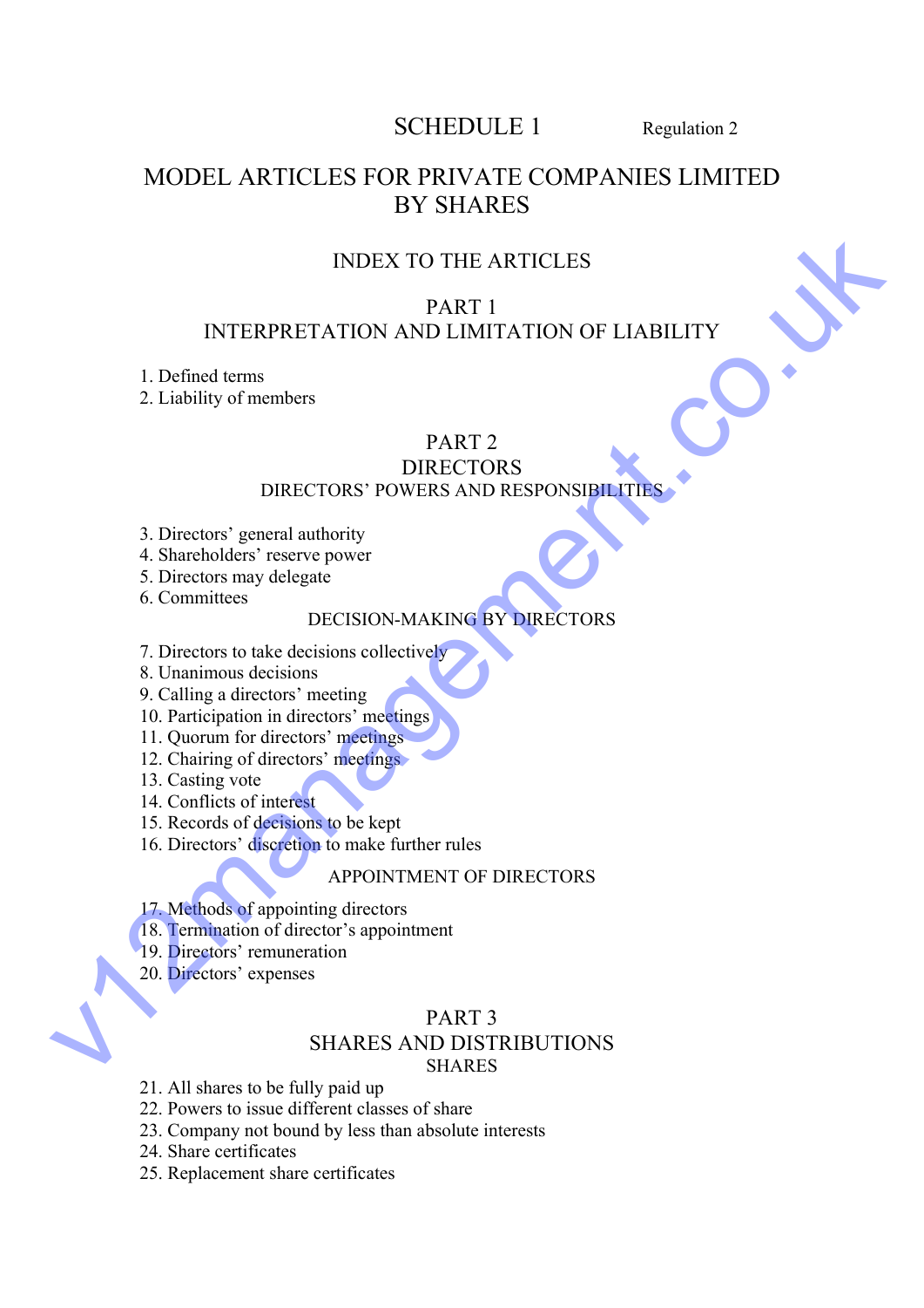# SCHEDULE 1

Regulation 2

# MODEL ARTICLES FOR PRIVATE COMPANIES LIMITED BY SHARES

## INDEX TO THE ARTICLES

## PART 1
## INTERPRETATION AND LIMITATION OF LIABILITY

1. Defined terms
2. Liability of members

## PART 2
## DIRECTORS

### DIRECTORS' POWERS AND RESPONSIBILITIES

3. Directors' general authority
4. Shareholders' reserve power
5. Directors may delegate
6. Committees

### DECISION-MAKING BY DIRECTORS

7. Directors to take decisions collectively
8. Unanimous decisions
9. Calling a directors' meeting
10. Participation in directors' meetings
11. Quorum for directors' meetings
12. Chairing of directors' meetings
13. Casting vote
14. Conflicts of interest
15. Records of decisions to be kept
16. Directors' discretion to make further rules

### APPOINTMENT OF DIRECTORS

17. Methods of appointing directors
18. Termination of director's appointment
19. Directors' remuneration
20. Directors' expenses

## PART 3
## SHARES AND DISTRIBUTIONS

### SHARES

21. All shares to be fully paid up
22. Powers to issue different classes of share
23. Company not bound by less than absolute interests
24. Share certificates
25. Replacement share certificates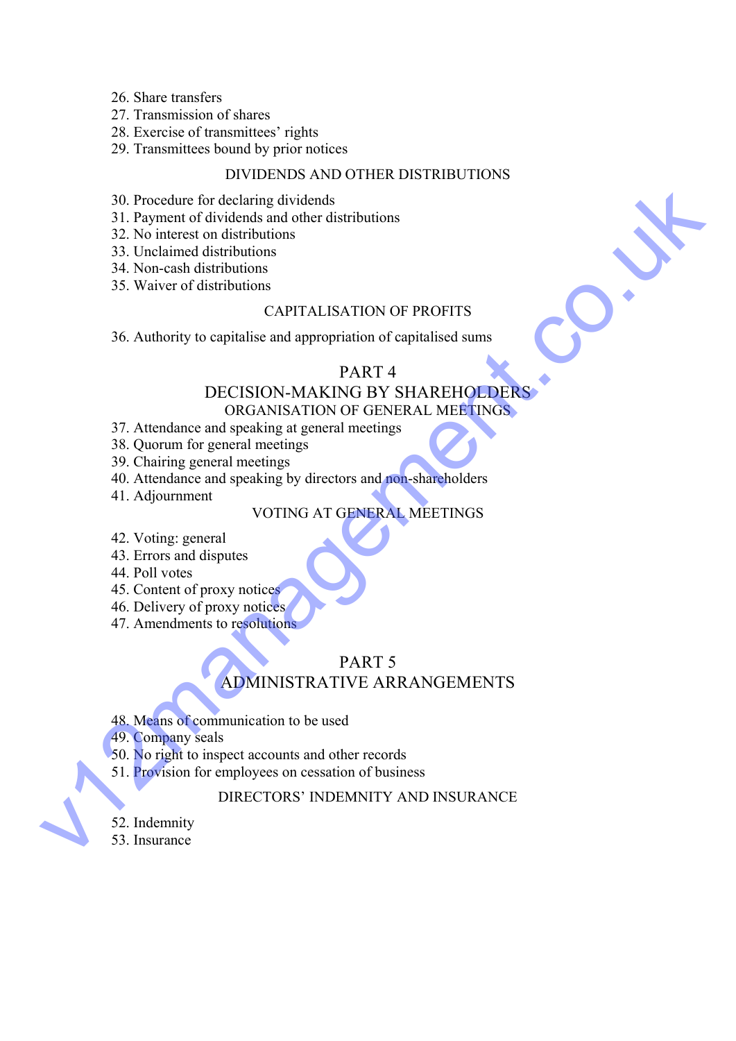26. Share transfers
27. Transmission of shares
28. Exercise of transmittees' rights
29. Transmittees bound by prior notices

DIVIDENDS AND OTHER DISTRIBUTIONS

30. Procedure for declaring dividends
31. Payment of dividends and other distributions
32. No interest on distributions
33. Unclaimed distributions
34. Non-cash distributions
35. Waiver of distributions

CAPITALISATION OF PROFITS

36. Authority to capitalise and appropriation of capitalised sums

## PART 4
## DECISION-MAKING BY SHAREHOLDERS

ORGANISATION OF GENERAL MEETINGS

37. Attendance and speaking at general meetings
38. Quorum for general meetings
39. Chairing general meetings
40. Attendance and speaking by directors and non-shareholders
41. Adjournment

VOTING AT GENERAL MEETINGS

42. Voting: general
43. Errors and disputes
44. Poll votes
45. Content of proxy notices
46. Delivery of proxy notices
47. Amendments to resolutions

## PART 5
## ADMINISTRATIVE ARRANGEMENTS

48. Means of communication to be used
49. Company seals
50. No right to inspect accounts and other records
51. Provision for employees on cessation of business

DIRECTORS' INDEMNITY AND INSURANCE

52. Indemnity
53. Insurance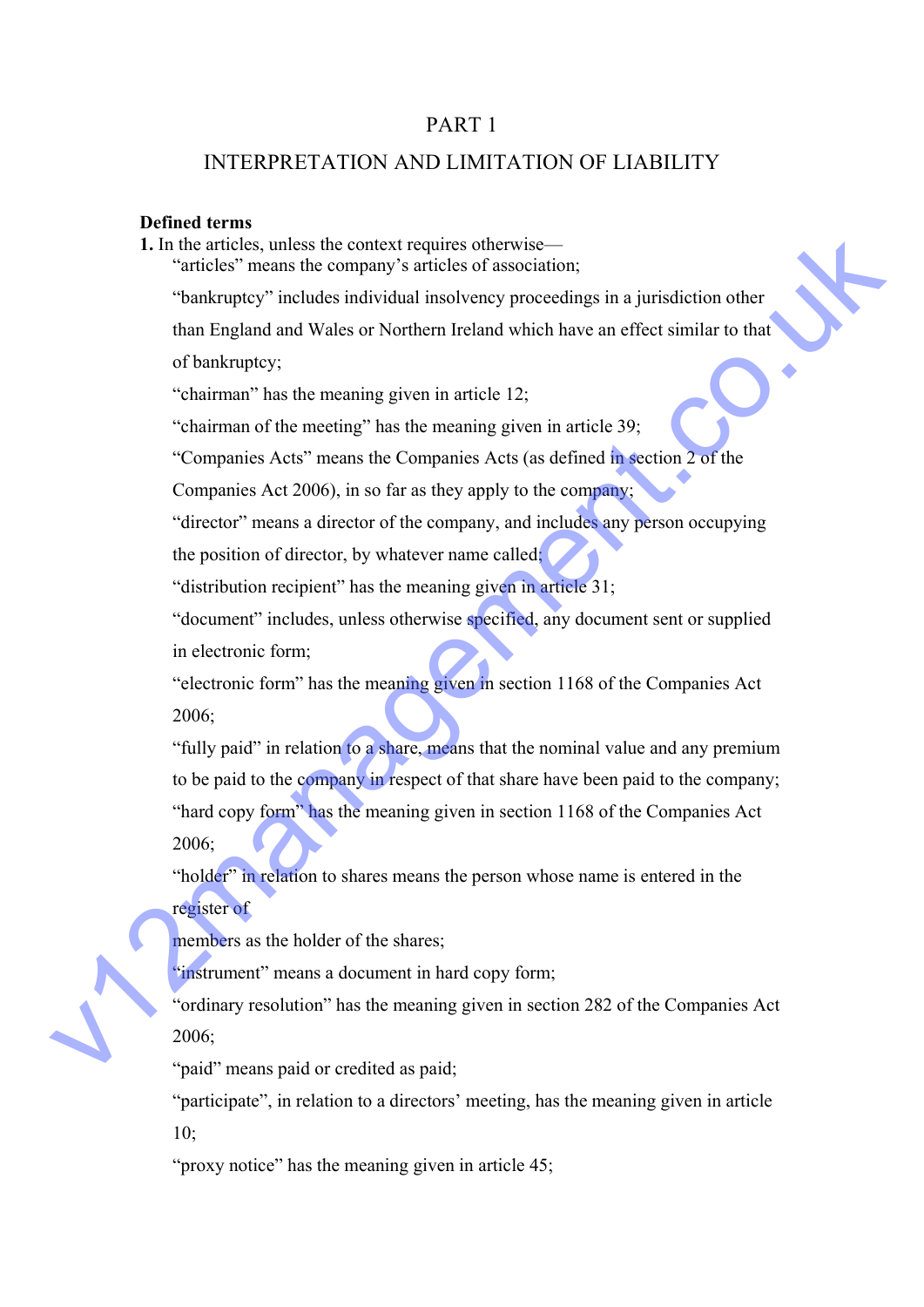# PART 1

## INTERPRETATION AND LIMITATION OF LIABILITY

**Defined terms**

**1.** In the articles, unless the context requires otherwise—

"articles" means the company's articles of association;

"bankruptcy" includes individual insolvency proceedings in a jurisdiction other than England and Wales or Northern Ireland which have an effect similar to that of bankruptcy;

"chairman" has the meaning given in article 12;

"chairman of the meeting" has the meaning given in article 39;

"Companies Acts" means the Companies Acts (as defined in section 2 of the Companies Act 2006), in so far as they apply to the company;

"director" means a director of the company, and includes any person occupying the position of director, by whatever name called;

"distribution recipient" has the meaning given in article 31;

"document" includes, unless otherwise specified, any document sent or supplied in electronic form;

"electronic form" has the meaning given in section 1168 of the Companies Act 2006;

"fully paid" in relation to a share, means that the nominal value and any premium to be paid to the company in respect of that share have been paid to the company;

"hard copy form" has the meaning given in section 1168 of the Companies Act 2006;

"holder" in relation to shares means the person whose name is entered in the register of members as the holder of the shares;

"instrument" means a document in hard copy form;

"ordinary resolution" has the meaning given in section 282 of the Companies Act 2006;

"paid" means paid or credited as paid;

"participate", in relation to a directors' meeting, has the meaning given in article 10;

"proxy notice" has the meaning given in article 45;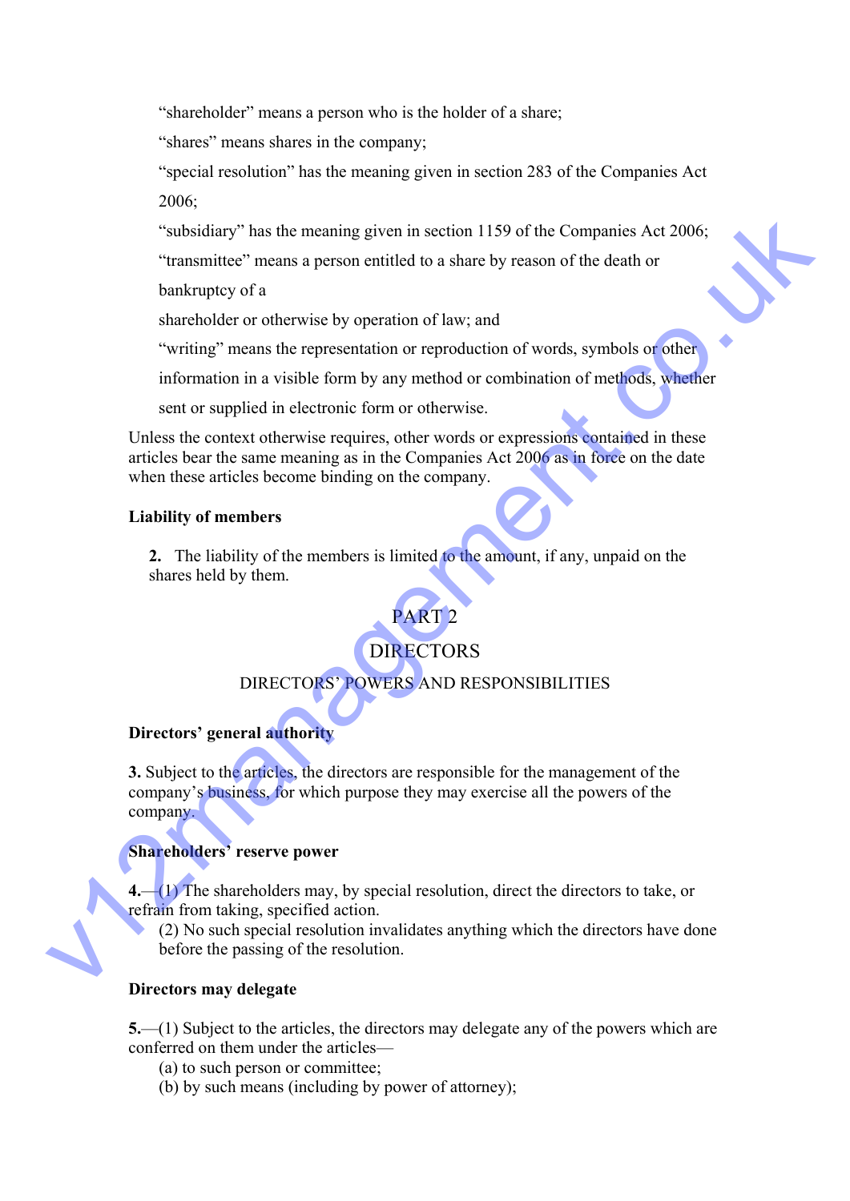"shareholder" means a person who is the holder of a share;

"shares" means shares in the company;

"special resolution" has the meaning given in section 283 of the Companies Act 2006;

"subsidiary" has the meaning given in section 1159 of the Companies Act 2006;

"transmittee" means a person entitled to a share by reason of the death or bankruptcy of a shareholder or otherwise by operation of law; and

"writing" means the representation or reproduction of words, symbols or other information in a visible form by any method or combination of methods, whether sent or supplied in electronic form or otherwise.

Unless the context otherwise requires, other words or expressions contained in these articles bear the same meaning as in the Companies Act 2006 as in force on the date when these articles become binding on the company.

**Liability of members**

**2.** The liability of the members is limited to the amount, if any, unpaid on the shares held by them.

# PART 2

# DIRECTORS

## DIRECTORS' POWERS AND RESPONSIBILITIES

**Directors' general authority**

**3.** Subject to the articles, the directors are responsible for the management of the company's business, for which purpose they may exercise all the powers of the company.

**Shareholders' reserve power**

**4.**—(1) The shareholders may, by special resolution, direct the directors to take, or refrain from taking, specified action.

(2) No such special resolution invalidates anything which the directors have done before the passing of the resolution.

**Directors may delegate**

**5.**—(1) Subject to the articles, the directors may delegate any of the powers which are conferred on them under the articles—

(a) to such person or committee;

(b) by such means (including by power of attorney);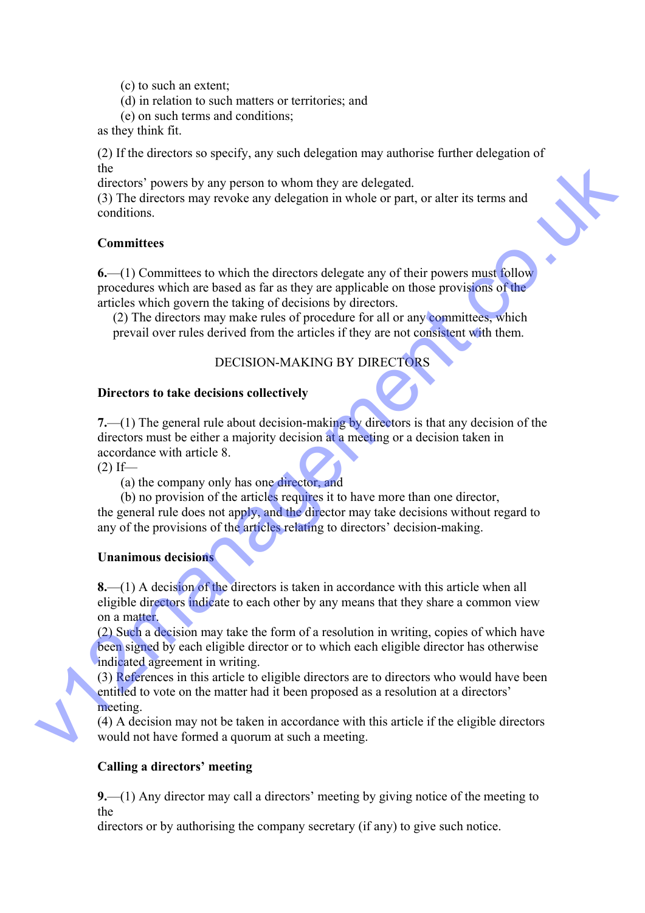(c) to such an extent;
(d) in relation to such matters or territories; and
(e) on such terms and conditions;
as they think fit.

(2) If the directors so specify, any such delegation may authorise further delegation of the directors' powers by any person to whom they are delegated.
(3) The directors may revoke any delegation in whole or part, or alter its terms and conditions.

**Committees**

**6.**—(1) Committees to which the directors delegate any of their powers must follow procedures which are based as far as they are applicable on those provisions of the articles which govern the taking of decisions by directors.
(2) The directors may make rules of procedure for all or any committees, which prevail over rules derived from the articles if they are not consistent with them.

DECISION-MAKING BY DIRECTORS

**Directors to take decisions collectively**

**7.**—(1) The general rule about decision-making by directors is that any decision of the directors must be either a majority decision at a meeting or a decision taken in accordance with article 8.
(2) If—
(a) the company only has one director, and
(b) no provision of the articles requires it to have more than one director,
the general rule does not apply, and the director may take decisions without regard to any of the provisions of the articles relating to directors' decision-making.

**Unanimous decisions**

**8.**—(1) A decision of the directors is taken in accordance with this article when all eligible directors indicate to each other by any means that they share a common view on a matter.
(2) Such a decision may take the form of a resolution in writing, copies of which have been signed by each eligible director or to which each eligible director has otherwise indicated agreement in writing.
(3) References in this article to eligible directors are to directors who would have been entitled to vote on the matter had it been proposed as a resolution at a directors' meeting.
(4) A decision may not be taken in accordance with this article if the eligible directors would not have formed a quorum at such a meeting.

**Calling a directors' meeting**

**9.**—(1) Any director may call a directors' meeting by giving notice of the meeting to the directors or by authorising the company secretary (if any) to give such notice.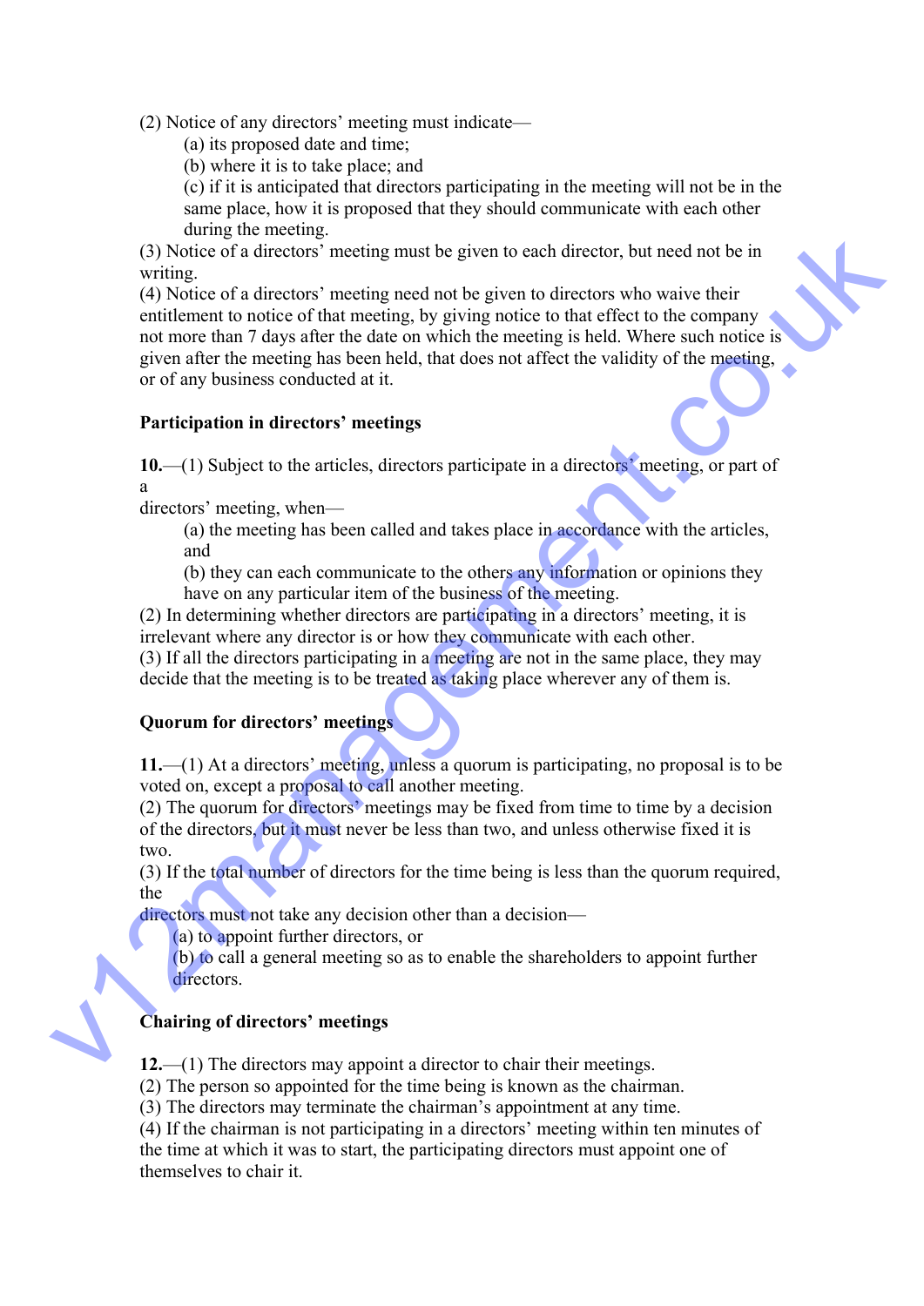(2) Notice of any directors' meeting must indicate—

(a) its proposed date and time;

(b) where it is to take place; and

(c) if it is anticipated that directors participating in the meeting will not be in the same place, how it is proposed that they should communicate with each other during the meeting.

(3) Notice of a directors' meeting must be given to each director, but need not be in writing.

(4) Notice of a directors' meeting need not be given to directors who waive their entitlement to notice of that meeting, by giving notice to that effect to the company not more than 7 days after the date on which the meeting is held. Where such notice is given after the meeting has been held, that does not affect the validity of the meeting, or of any business conducted at it.

**Participation in directors' meetings**

**10.**—(1) Subject to the articles, directors participate in a directors' meeting, or part of a directors' meeting, when—

(a) the meeting has been called and takes place in accordance with the articles, and

(b) they can each communicate to the others any information or opinions they have on any particular item of the business of the meeting.

(2) In determining whether directors are participating in a directors' meeting, it is irrelevant where any director is or how they communicate with each other.

(3) If all the directors participating in a meeting are not in the same place, they may decide that the meeting is to be treated as taking place wherever any of them is.

**Quorum for directors' meetings**

**11.**—(1) At a directors' meeting, unless a quorum is participating, no proposal is to be voted on, except a proposal to call another meeting.

(2) The quorum for directors' meetings may be fixed from time to time by a decision of the directors, but it must never be less than two, and unless otherwise fixed it is two.

(3) If the total number of directors for the time being is less than the quorum required, the directors must not take any decision other than a decision—

(a) to appoint further directors, or

(b) to call a general meeting so as to enable the shareholders to appoint further directors.

**Chairing of directors' meetings**

**12.**—(1) The directors may appoint a director to chair their meetings.

(2) The person so appointed for the time being is known as the chairman.

(3) The directors may terminate the chairman's appointment at any time.

(4) If the chairman is not participating in a directors' meeting within ten minutes of the time at which it was to start, the participating directors must appoint one of themselves to chair it.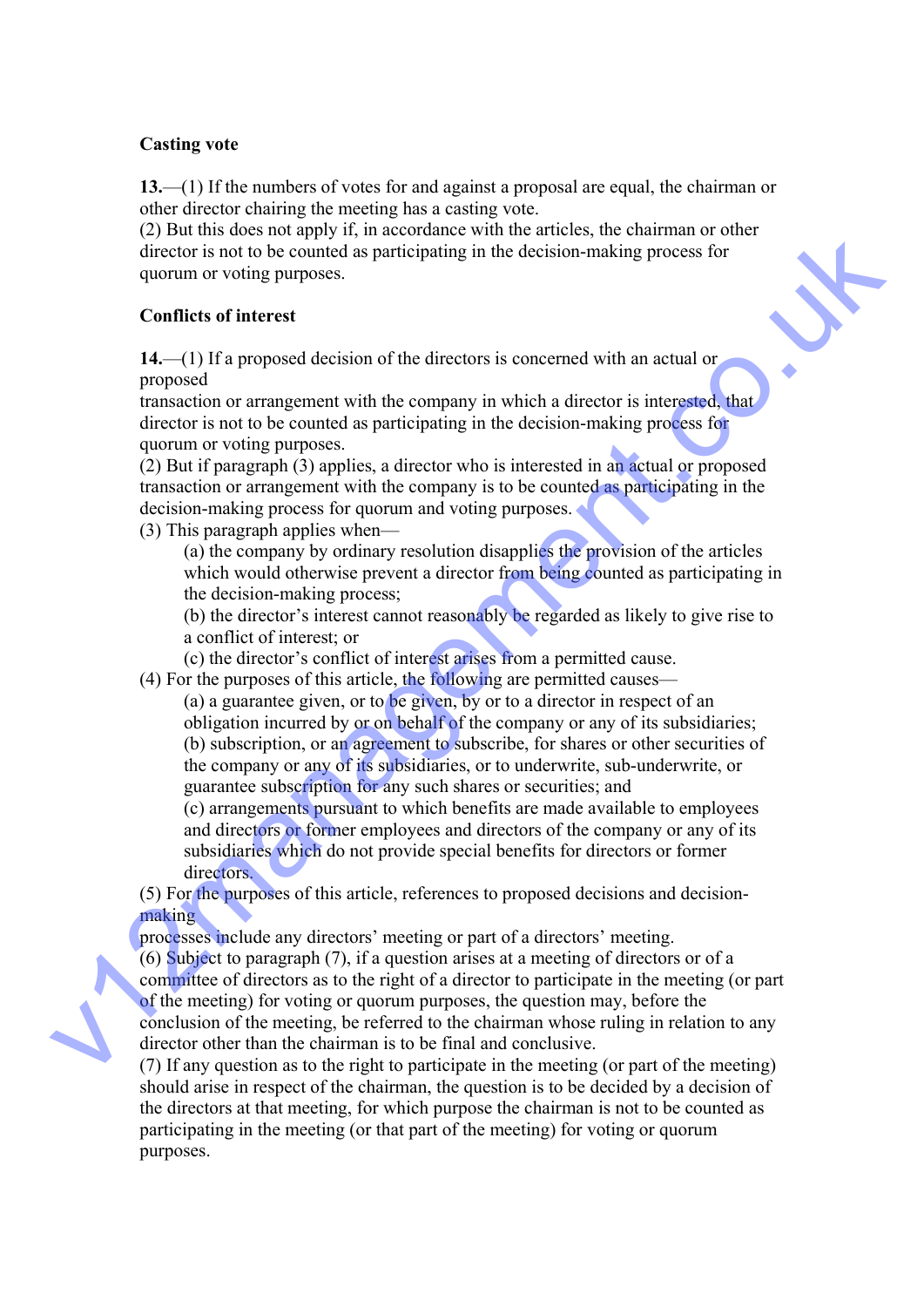**Casting vote**

**13.**—(1) If the numbers of votes for and against a proposal are equal, the chairman or other director chairing the meeting has a casting vote.
(2) But this does not apply if, in accordance with the articles, the chairman or other director is not to be counted as participating in the decision-making process for quorum or voting purposes.

**Conflicts of interest**

**14.**—(1) If a proposed decision of the directors is concerned with an actual or proposed
transaction or arrangement with the company in which a director is interested, that director is not to be counted as participating in the decision-making process for quorum or voting purposes.
(2) But if paragraph (3) applies, a director who is interested in an actual or proposed transaction or arrangement with the company is to be counted as participating in the decision-making process for quorum and voting purposes.
(3) This paragraph applies when—

(a) the company by ordinary resolution disapplies the provision of the articles which would otherwise prevent a director from being counted as participating in the decision-making process;
(b) the director's interest cannot reasonably be regarded as likely to give rise to a conflict of interest; or
(c) the director's conflict of interest arises from a permitted cause.

(4) For the purposes of this article, the following are permitted causes—

(a) a guarantee given, or to be given, by or to a director in respect of an obligation incurred by or on behalf of the company or any of its subsidiaries;
(b) subscription, or an agreement to subscribe, for shares or other securities of the company or any of its subsidiaries, or to underwrite, sub-underwrite, or guarantee subscription for any such shares or securities; and
(c) arrangements pursuant to which benefits are made available to employees and directors or former employees and directors of the company or any of its subsidiaries which do not provide special benefits for directors or former directors.

(5) For the purposes of this article, references to proposed decisions and decision-making
processes include any directors' meeting or part of a directors' meeting.
(6) Subject to paragraph (7), if a question arises at a meeting of directors or of a committee of directors as to the right of a director to participate in the meeting (or part of the meeting) for voting or quorum purposes, the question may, before the conclusion of the meeting, be referred to the chairman whose ruling in relation to any director other than the chairman is to be final and conclusive.
(7) If any question as to the right to participate in the meeting (or part of the meeting) should arise in respect of the chairman, the question is to be decided by a decision of the directors at that meeting, for which purpose the chairman is not to be counted as participating in the meeting (or that part of the meeting) for voting or quorum purposes.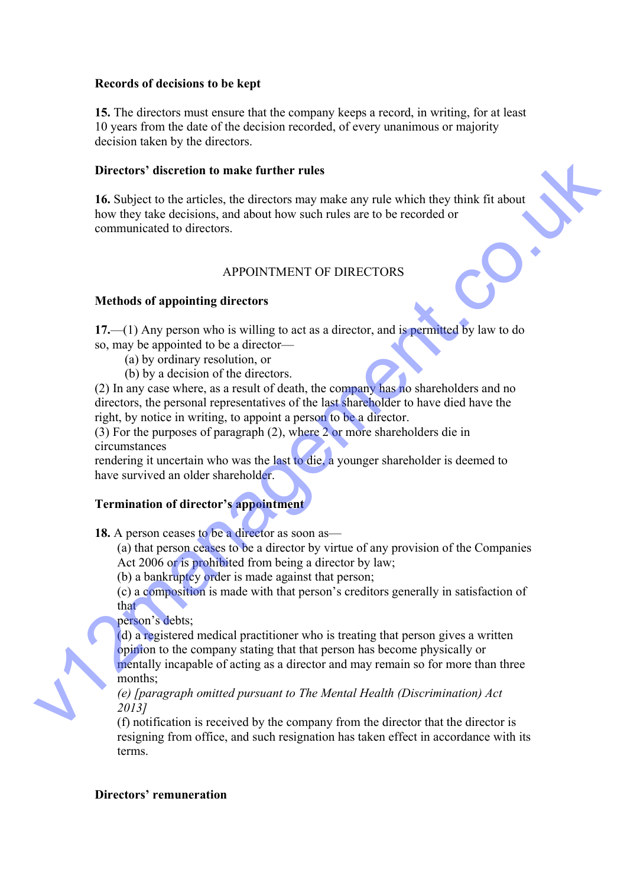**Records of decisions to be kept**

**15.** The directors must ensure that the company keeps a record, in writing, for at least 10 years from the date of the decision recorded, of every unanimous or majority decision taken by the directors.

**Directors' discretion to make further rules**

**16.** Subject to the articles, the directors may make any rule which they think fit about how they take decisions, and about how such rules are to be recorded or communicated to directors.

APPOINTMENT OF DIRECTORS

**Methods of appointing directors**

**17.**—(1) Any person who is willing to act as a director, and is permitted by law to do so, may be appointed to be a director—

(a) by ordinary resolution, or
(b) by a decision of the directors.

(2) In any case where, as a result of death, the company has no shareholders and no directors, the personal representatives of the last shareholder to have died have the right, by notice in writing, to appoint a person to be a director.

(3) For the purposes of paragraph (2), where 2 or more shareholders die in circumstances rendering it uncertain who was the last to die, a younger shareholder is deemed to have survived an older shareholder.

**Termination of director's appointment**

**18.** A person ceases to be a director as soon as—

(a) that person ceases to be a director by virtue of any provision of the Companies Act 2006 or is prohibited from being a director by law;
(b) a bankruptcy order is made against that person;
(c) a composition is made with that person's creditors generally in satisfaction of that person's debts;
(d) a registered medical practitioner who is treating that person gives a written opinion to the company stating that that person has become physically or mentally incapable of acting as a director and may remain so for more than three months;
*(e) [paragraph omitted pursuant to The Mental Health (Discrimination) Act 2013]*
(f) notification is received by the company from the director that the director is resigning from office, and such resignation has taken effect in accordance with its terms.

**Directors' remuneration**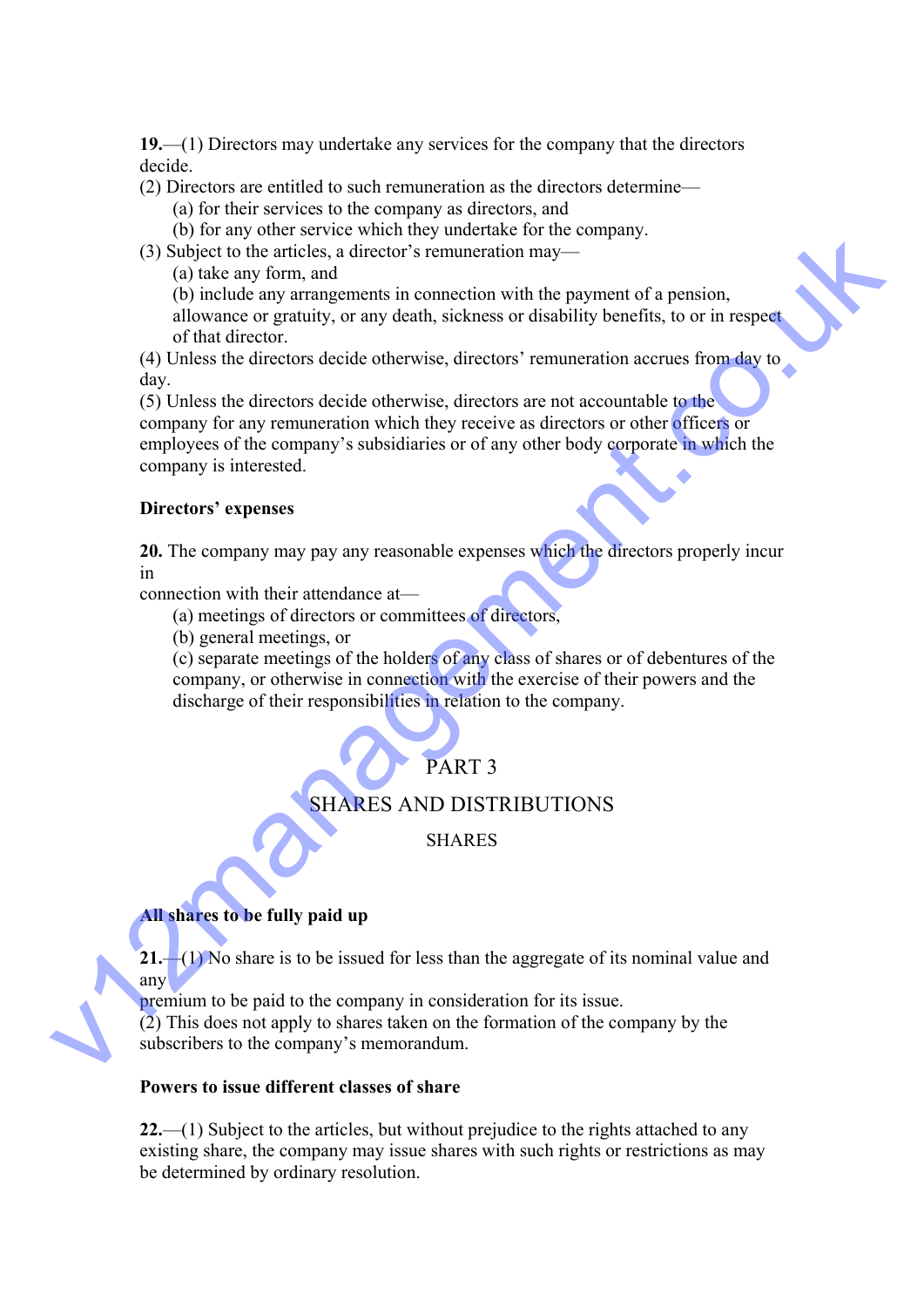**19.**—(1) Directors may undertake any services for the company that the directors decide.

(2) Directors are entitled to such remuneration as the directors determine—

(a) for their services to the company as directors, and

(b) for any other service which they undertake for the company.

(3) Subject to the articles, a director's remuneration may—

(a) take any form, and

(b) include any arrangements in connection with the payment of a pension, allowance or gratuity, or any death, sickness or disability benefits, to or in respect of that director.

(4) Unless the directors decide otherwise, directors' remuneration accrues from day to day.

(5) Unless the directors decide otherwise, directors are not accountable to the company for any remuneration which they receive as directors or other officers or employees of the company's subsidiaries or of any other body corporate in which the company is interested.

**Directors' expenses**

**20.** The company may pay any reasonable expenses which the directors properly incur in connection with their attendance at—

(a) meetings of directors or committees of directors,

(b) general meetings, or

(c) separate meetings of the holders of any class of shares or of debentures of the company, or otherwise in connection with the exercise of their powers and the discharge of their responsibilities in relation to the company.

# PART 3

# SHARES AND DISTRIBUTIONS

## SHARES

**All shares to be fully paid up**

**21.**—(1) No share is to be issued for less than the aggregate of its nominal value and any premium to be paid to the company in consideration for its issue.

(2) This does not apply to shares taken on the formation of the company by the subscribers to the company's memorandum.

**Powers to issue different classes of share**

**22.**—(1) Subject to the articles, but without prejudice to the rights attached to any existing share, the company may issue shares with such rights or restrictions as may be determined by ordinary resolution.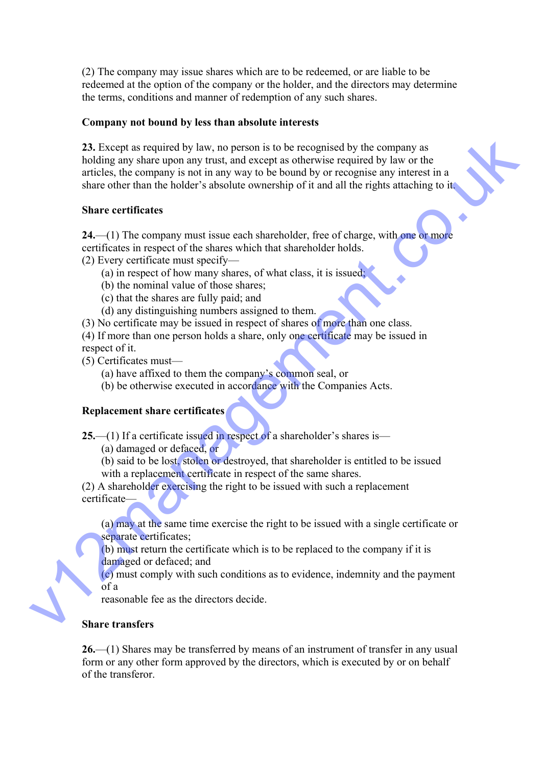(2) The company may issue shares which are to be redeemed, or are liable to be redeemed at the option of the company or the holder, and the directors may determine the terms, conditions and manner of redemption of any such shares.

**Company not bound by less than absolute interests**

**23.** Except as required by law, no person is to be recognised by the company as holding any share upon any trust, and except as otherwise required by law or the articles, the company is not in any way to be bound by or recognise any interest in a share other than the holder's absolute ownership of it and all the rights attaching to it.

**Share certificates**

**24.**—(1) The company must issue each shareholder, free of charge, with one or more certificates in respect of the shares which that shareholder holds.

(2) Every certificate must specify—

- (a) in respect of how many shares, of what class, it is issued;
- (b) the nominal value of those shares;
- (c) that the shares are fully paid; and
- (d) any distinguishing numbers assigned to them.

(3) No certificate may be issued in respect of shares of more than one class.

(4) If more than one person holds a share, only one certificate may be issued in respect of it.

(5) Certificates must—

- (a) have affixed to them the company's common seal, or
- (b) be otherwise executed in accordance with the Companies Acts.

**Replacement share certificates**

**25.**—(1) If a certificate issued in respect of a shareholder's shares is—

- (a) damaged or defaced, or
- (b) said to be lost, stolen or destroyed, that shareholder is entitled to be issued with a replacement certificate in respect of the same shares.

(2) A shareholder exercising the right to be issued with such a replacement certificate—

- (a) may at the same time exercise the right to be issued with a single certificate or separate certificates;
- (b) must return the certificate which is to be replaced to the company if it is damaged or defaced; and
- (c) must comply with such conditions as to evidence, indemnity and the payment of a reasonable fee as the directors decide.

**Share transfers**

**26.**—(1) Shares may be transferred by means of an instrument of transfer in any usual form or any other form approved by the directors, which is executed by or on behalf of the transferor.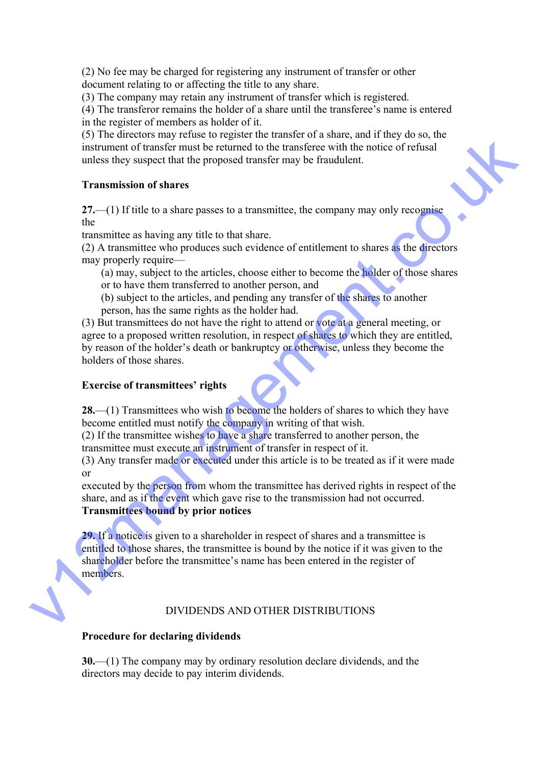(2) No fee may be charged for registering any instrument of transfer or other document relating to or affecting the title to any share.

(3) The company may retain any instrument of transfer which is registered.

(4) The transferor remains the holder of a share until the transferee's name is entered in the register of members as holder of it.

(5) The directors may refuse to register the transfer of a share, and if they do so, the instrument of transfer must be returned to the transferee with the notice of refusal unless they suspect that the proposed transfer may be fraudulent.

**Transmission of shares**

**27.**—(1) If title to a share passes to a transmittee, the company may only recognise the transmittee as having any title to that share.

(2) A transmittee who produces such evidence of entitlement to shares as the directors may properly require—

(a) may, subject to the articles, choose either to become the holder of those shares or to have them transferred to another person, and

(b) subject to the articles, and pending any transfer of the shares to another person, has the same rights as the holder had.

(3) But transmittees do not have the right to attend or vote at a general meeting, or agree to a proposed written resolution, in respect of shares to which they are entitled, by reason of the holder's death or bankruptcy or otherwise, unless they become the holders of those shares.

**Exercise of transmittees' rights**

**28.**—(1) Transmittees who wish to become the holders of shares to which they have become entitled must notify the company in writing of that wish.

(2) If the transmittee wishes to have a share transferred to another person, the transmittee must execute an instrument of transfer in respect of it.

(3) Any transfer made or executed under this article is to be treated as if it were made or executed by the person from whom the transmittee has derived rights in respect of the share, and as if the event which gave rise to the transmission had not occurred.

**Transmittees bound by prior notices**

**29.** If a notice is given to a shareholder in respect of shares and a transmittee is entitled to those shares, the transmittee is bound by the notice if it was given to the shareholder before the transmittee's name has been entered in the register of members.

## DIVIDENDS AND OTHER DISTRIBUTIONS

**Procedure for declaring dividends**

**30.**—(1) The company may by ordinary resolution declare dividends, and the directors may decide to pay interim dividends.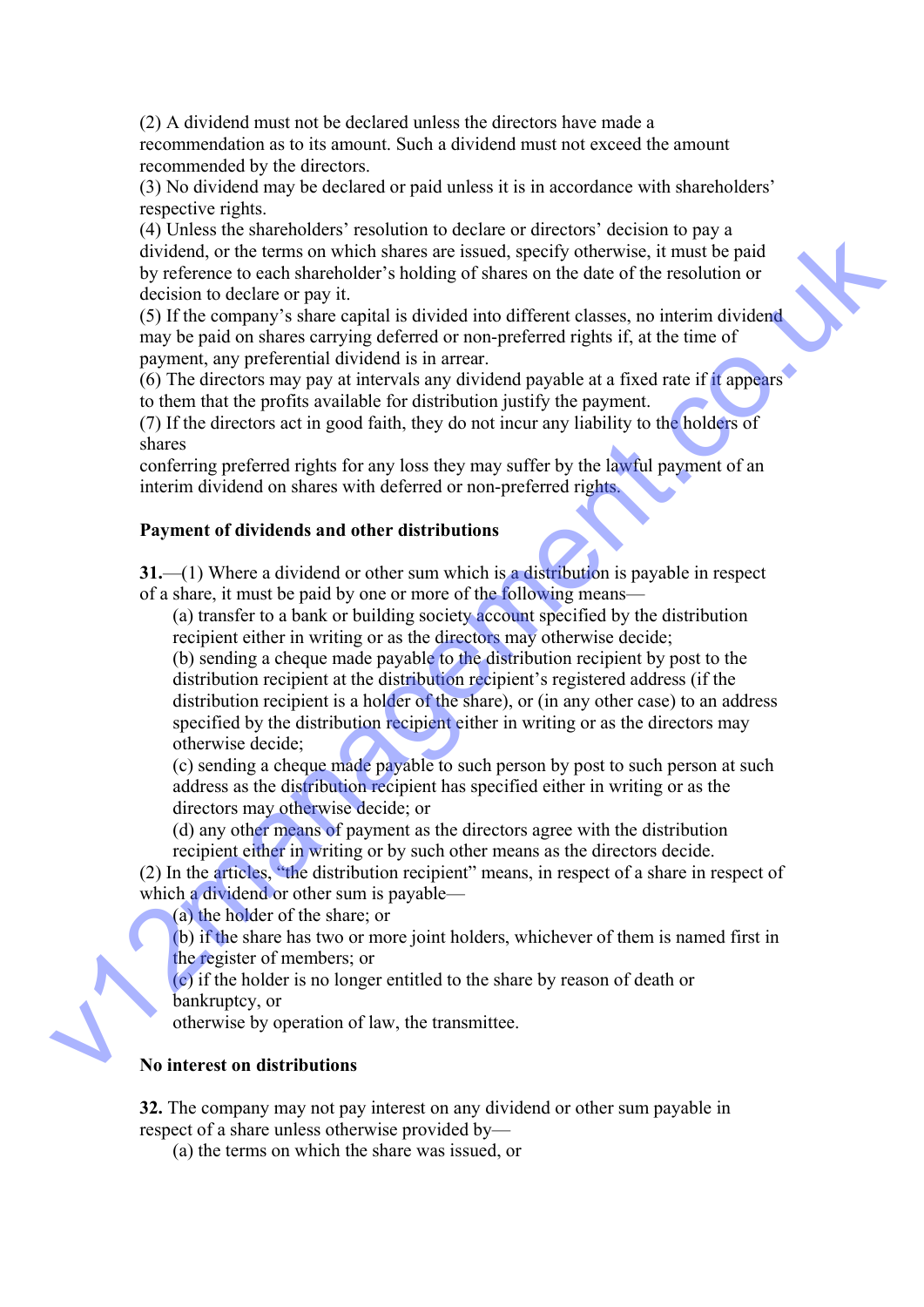(2) A dividend must not be declared unless the directors have made a recommendation as to its amount. Such a dividend must not exceed the amount recommended by the directors.
(3) No dividend may be declared or paid unless it is in accordance with shareholders' respective rights.
(4) Unless the shareholders' resolution to declare or directors' decision to pay a dividend, or the terms on which shares are issued, specify otherwise, it must be paid by reference to each shareholder's holding of shares on the date of the resolution or decision to declare or pay it.
(5) If the company's share capital is divided into different classes, no interim dividend may be paid on shares carrying deferred or non-preferred rights if, at the time of payment, any preferential dividend is in arrear.
(6) The directors may pay at intervals any dividend payable at a fixed rate if it appears to them that the profits available for distribution justify the payment.
(7) If the directors act in good faith, they do not incur any liability to the holders of shares
conferring preferred rights for any loss they may suffer by the lawful payment of an interim dividend on shares with deferred or non-preferred rights.

**Payment of dividends and other distributions**

**31.**—(1) Where a dividend or other sum which is a distribution is payable in respect of a share, it must be paid by one or more of the following means—

(a) transfer to a bank or building society account specified by the distribution recipient either in writing or as the directors may otherwise decide;
(b) sending a cheque made payable to the distribution recipient by post to the distribution recipient at the distribution recipient's registered address (if the distribution recipient is a holder of the share), or (in any other case) to an address specified by the distribution recipient either in writing or as the directors may otherwise decide;
(c) sending a cheque made payable to such person by post to such person at such address as the distribution recipient has specified either in writing or as the directors may otherwise decide; or
(d) any other means of payment as the directors agree with the distribution recipient either in writing or by such other means as the directors decide.

(2) In the articles, "the distribution recipient" means, in respect of a share in respect of which a dividend or other sum is payable—

(a) the holder of the share; or
(b) if the share has two or more joint holders, whichever of them is named first in the register of members; or
(c) if the holder is no longer entitled to the share by reason of death or bankruptcy, or
otherwise by operation of law, the transmittee.

**No interest on distributions**

**32.** The company may not pay interest on any dividend or other sum payable in respect of a share unless otherwise provided by—

(a) the terms on which the share was issued, or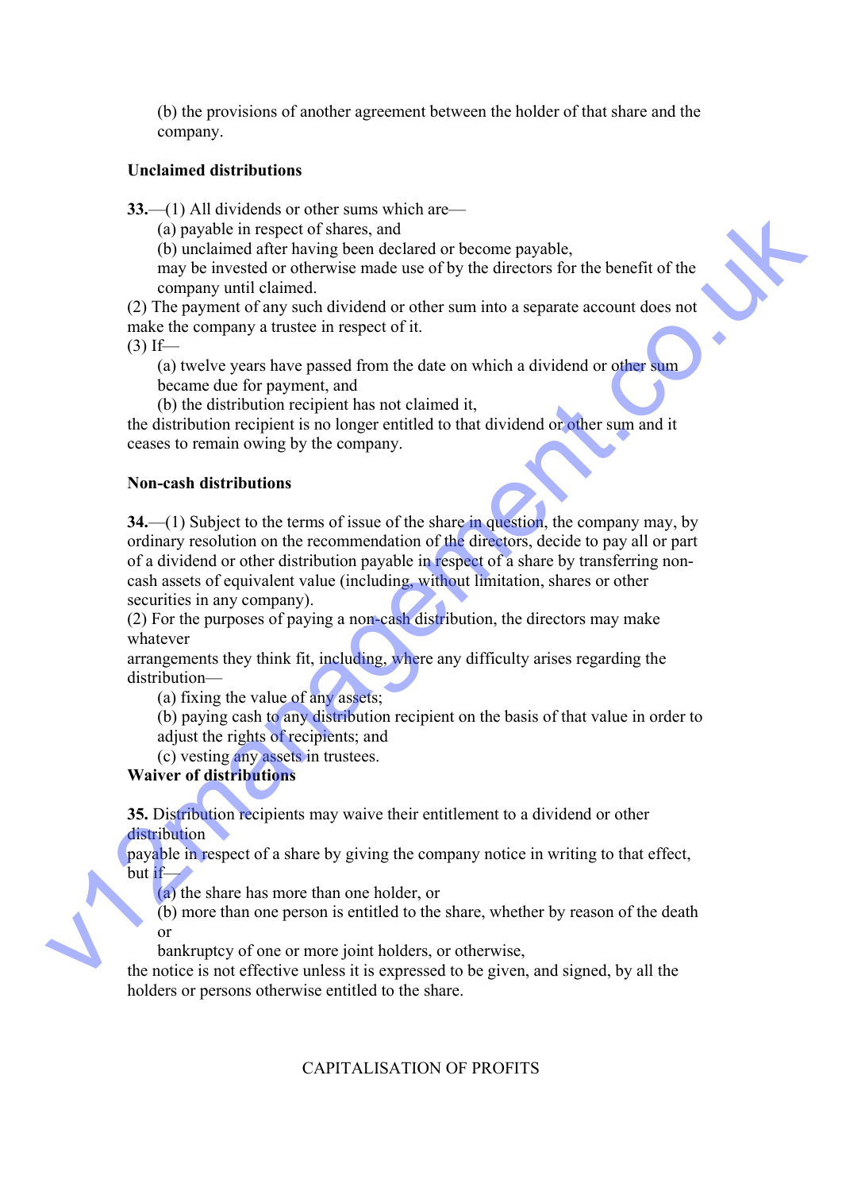(b) the provisions of another agreement between the holder of that share and the company.

**Unclaimed distributions**

**33.**—(1) All dividends or other sums which are—

(a) payable in respect of shares, and

(b) unclaimed after having been declared or become payable,

may be invested or otherwise made use of by the directors for the benefit of the company until claimed.

(2) The payment of any such dividend or other sum into a separate account does not make the company a trustee in respect of it.

(3) If—

(a) twelve years have passed from the date on which a dividend or other sum became due for payment, and

(b) the distribution recipient has not claimed it,

the distribution recipient is no longer entitled to that dividend or other sum and it ceases to remain owing by the company.

**Non-cash distributions**

**34.**—(1) Subject to the terms of issue of the share in question, the company may, by ordinary resolution on the recommendation of the directors, decide to pay all or part of a dividend or other distribution payable in respect of a share by transferring non-cash assets of equivalent value (including, without limitation, shares or other securities in any company).

(2) For the purposes of paying a non-cash distribution, the directors may make whatever arrangements they think fit, including, where any difficulty arises regarding the distribution—

(a) fixing the value of any assets;

(b) paying cash to any distribution recipient on the basis of that value in order to adjust the rights of recipients; and

(c) vesting any assets in trustees.

**Waiver of distributions**

**35.** Distribution recipients may waive their entitlement to a dividend or other distribution payable in respect of a share by giving the company notice in writing to that effect, but if—

(a) the share has more than one holder, or

(b) more than one person is entitled to the share, whether by reason of the death or bankruptcy of one or more joint holders, or otherwise,

the notice is not effective unless it is expressed to be given, and signed, by all the holders or persons otherwise entitled to the share.

CAPITALISATION OF PROFITS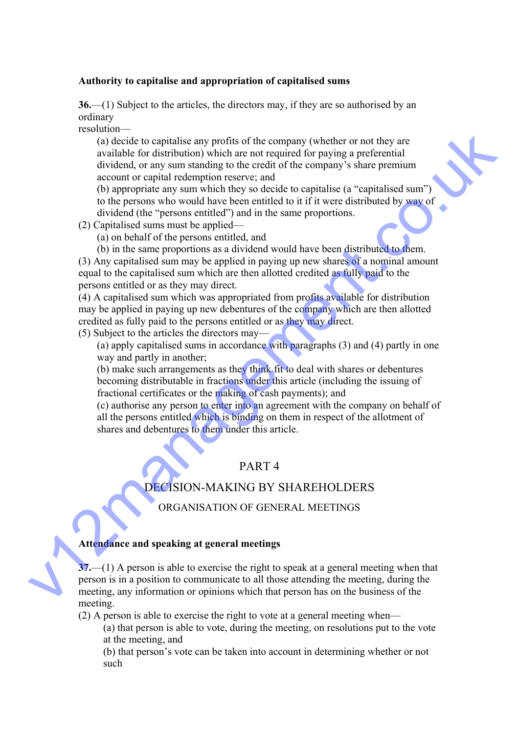**Authority to capitalise and appropriation of capitalised sums**

**36.**—(1) Subject to the articles, the directors may, if they are so authorised by an ordinary resolution—

(a) decide to capitalise any profits of the company (whether or not they are available for distribution) which are not required for paying a preferential dividend, or any sum standing to the credit of the company's share premium account or capital redemption reserve; and

(b) appropriate any sum which they so decide to capitalise (a "capitalised sum") to the persons who would have been entitled to it if it were distributed by way of dividend (the "persons entitled") and in the same proportions.

(2) Capitalised sums must be applied—

(a) on behalf of the persons entitled, and

(b) in the same proportions as a dividend would have been distributed to them.

(3) Any capitalised sum may be applied in paying up new shares of a nominal amount equal to the capitalised sum which are then allotted credited as fully paid to the persons entitled or as they may direct.

(4) A capitalised sum which was appropriated from profits available for distribution may be applied in paying up new debentures of the company which are then allotted credited as fully paid to the persons entitled or as they may direct.

(5) Subject to the articles the directors may—

(a) apply capitalised sums in accordance with paragraphs (3) and (4) partly in one way and partly in another;

(b) make such arrangements as they think fit to deal with shares or debentures becoming distributable in fractions under this article (including the issuing of fractional certificates or the making of cash payments); and

(c) authorise any person to enter into an agreement with the company on behalf of all the persons entitled which is binding on them in respect of the allotment of shares and debentures to them under this article.

# PART 4

## DECISION-MAKING BY SHAREHOLDERS

### ORGANISATION OF GENERAL MEETINGS

**Attendance and speaking at general meetings**

**37.**—(1) A person is able to exercise the right to speak at a general meeting when that person is in a position to communicate to all those attending the meeting, during the meeting, any information or opinions which that person has on the business of the meeting.

(2) A person is able to exercise the right to vote at a general meeting when—

(a) that person is able to vote, during the meeting, on resolutions put to the vote at the meeting, and

(b) that person's vote can be taken into account in determining whether or not such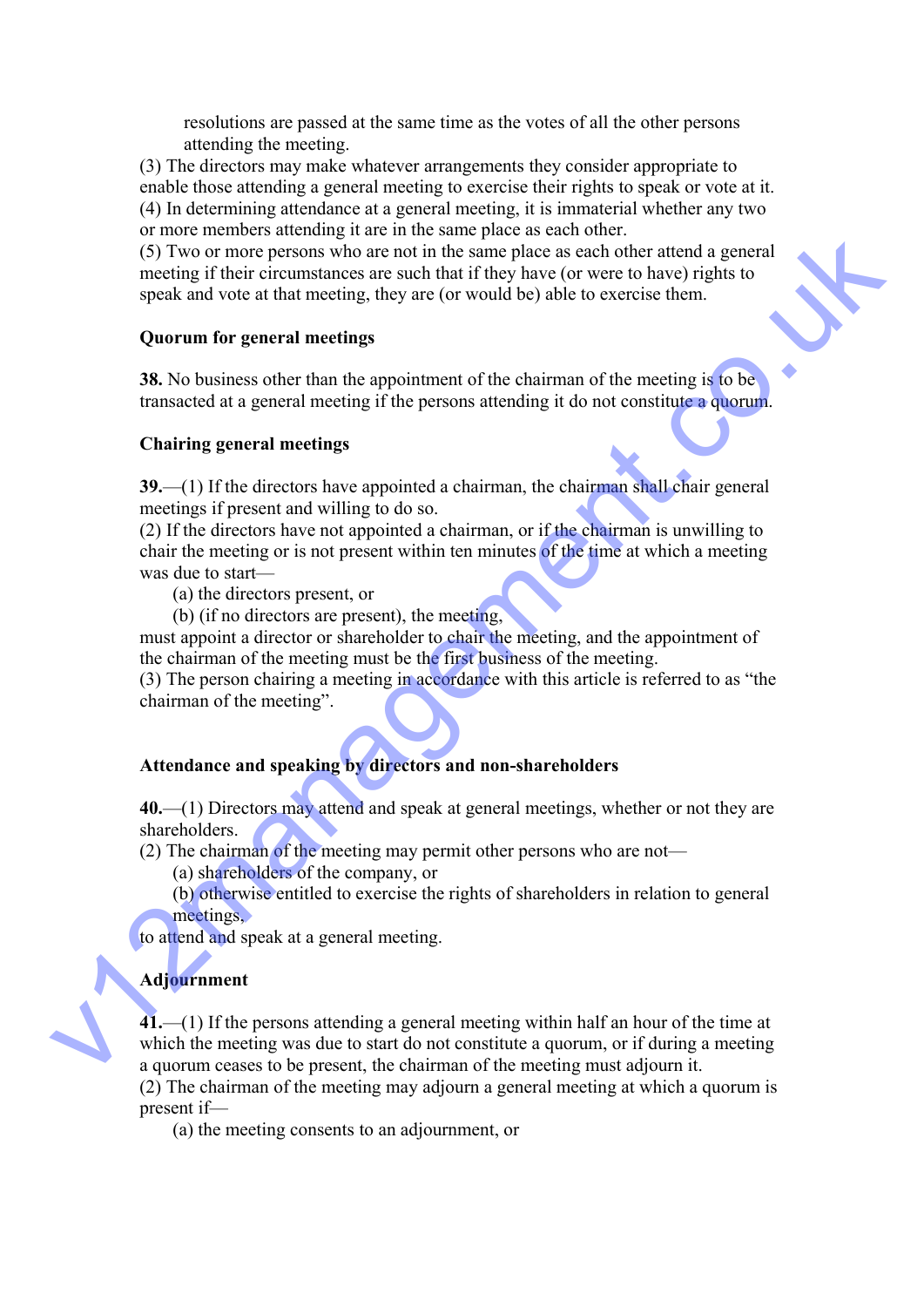resolutions are passed at the same time as the votes of all the other persons attending the meeting.

(3) The directors may make whatever arrangements they consider appropriate to enable those attending a general meeting to exercise their rights to speak or vote at it.

(4) In determining attendance at a general meeting, it is immaterial whether any two or more members attending it are in the same place as each other.

(5) Two or more persons who are not in the same place as each other attend a general meeting if their circumstances are such that if they have (or were to have) rights to speak and vote at that meeting, they are (or would be) able to exercise them.

**Quorum for general meetings**

**38.** No business other than the appointment of the chairman of the meeting is to be transacted at a general meeting if the persons attending it do not constitute a quorum.

**Chairing general meetings**

**39.**—(1) If the directors have appointed a chairman, the chairman shall chair general meetings if present and willing to do so.

(2) If the directors have not appointed a chairman, or if the chairman is unwilling to chair the meeting or is not present within ten minutes of the time at which a meeting was due to start—

(a) the directors present, or

(b) (if no directors are present), the meeting,

must appoint a director or shareholder to chair the meeting, and the appointment of the chairman of the meeting must be the first business of the meeting.

(3) The person chairing a meeting in accordance with this article is referred to as "the chairman of the meeting".

**Attendance and speaking by directors and non-shareholders**

**40.**—(1) Directors may attend and speak at general meetings, whether or not they are shareholders.

(2) The chairman of the meeting may permit other persons who are not—

(a) shareholders of the company, or

(b) otherwise entitled to exercise the rights of shareholders in relation to general meetings,

to attend and speak at a general meeting.

**Adjournment**

**41.**—(1) If the persons attending a general meeting within half an hour of the time at which the meeting was due to start do not constitute a quorum, or if during a meeting a quorum ceases to be present, the chairman of the meeting must adjourn it.

(2) The chairman of the meeting may adjourn a general meeting at which a quorum is present if—

(a) the meeting consents to an adjournment, or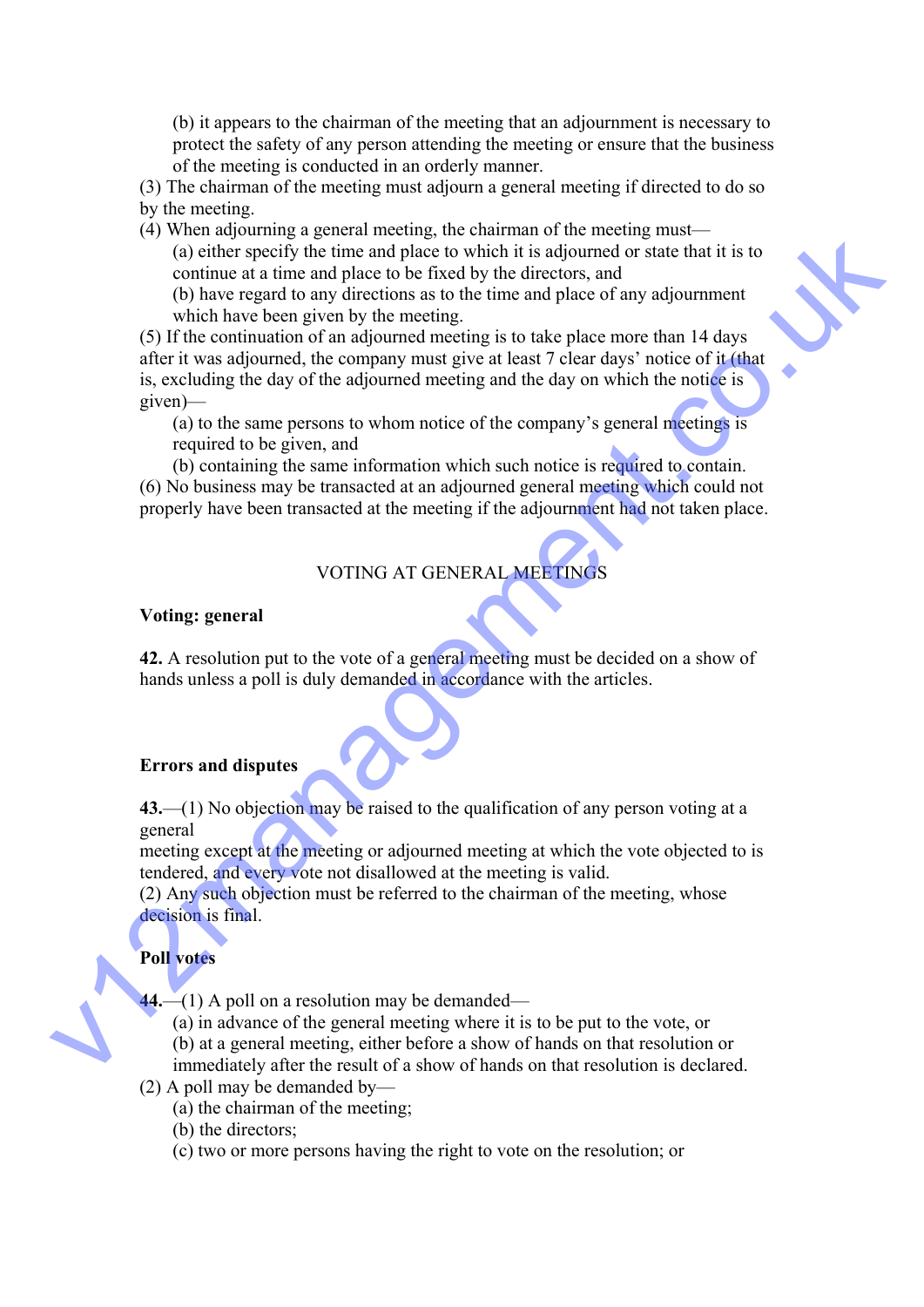(b) it appears to the chairman of the meeting that an adjournment is necessary to protect the safety of any person attending the meeting or ensure that the business of the meeting is conducted in an orderly manner.

(3) The chairman of the meeting must adjourn a general meeting if directed to do so by the meeting.

(4) When adjourning a general meeting, the chairman of the meeting must—

(a) either specify the time and place to which it is adjourned or state that it is to continue at a time and place to be fixed by the directors, and

(b) have regard to any directions as to the time and place of any adjournment which have been given by the meeting.

(5) If the continuation of an adjourned meeting is to take place more than 14 days after it was adjourned, the company must give at least 7 clear days' notice of it (that is, excluding the day of the adjourned meeting and the day on which the notice is given)—

(a) to the same persons to whom notice of the company's general meetings is required to be given, and

(b) containing the same information which such notice is required to contain.

(6) No business may be transacted at an adjourned general meeting which could not properly have been transacted at the meeting if the adjournment had not taken place.

## VOTING AT GENERAL MEETINGS

### Voting: general

**42.** A resolution put to the vote of a general meeting must be decided on a show of hands unless a poll is duly demanded in accordance with the articles.

### Errors and disputes

**43.**—(1) No objection may be raised to the qualification of any person voting at a general meeting except at the meeting or adjourned meeting at which the vote objected to is tendered, and every vote not disallowed at the meeting is valid.

(2) Any such objection must be referred to the chairman of the meeting, whose decision is final.

### Poll votes

**44.**—(1) A poll on a resolution may be demanded—

(a) in advance of the general meeting where it is to be put to the vote, or

(b) at a general meeting, either before a show of hands on that resolution or immediately after the result of a show of hands on that resolution is declared.

(2) A poll may be demanded by—

(a) the chairman of the meeting;

(b) the directors;

(c) two or more persons having the right to vote on the resolution; or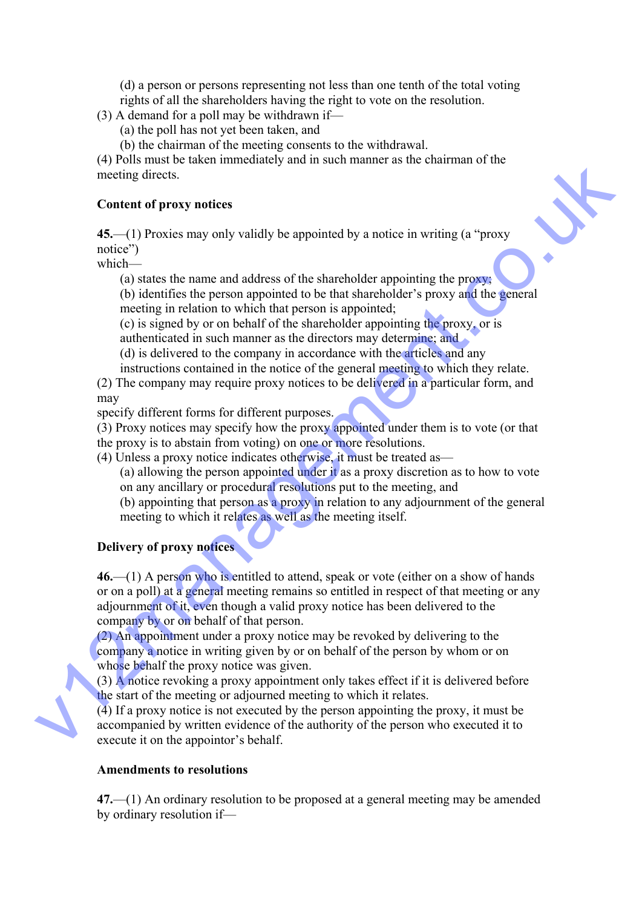(d) a person or persons representing not less than one tenth of the total voting rights of all the shareholders having the right to vote on the resolution.

(3) A demand for a poll may be withdrawn if—

(a) the poll has not yet been taken, and

(b) the chairman of the meeting consents to the withdrawal.

(4) Polls must be taken immediately and in such manner as the chairman of the meeting directs.

**Content of proxy notices**

**45.**—(1) Proxies may only validly be appointed by a notice in writing (a "proxy notice") which—

(a) states the name and address of the shareholder appointing the proxy;

(b) identifies the person appointed to be that shareholder's proxy and the general meeting in relation to which that person is appointed;

(c) is signed by or on behalf of the shareholder appointing the proxy, or is authenticated in such manner as the directors may determine; and

(d) is delivered to the company in accordance with the articles and any instructions contained in the notice of the general meeting to which they relate.

(2) The company may require proxy notices to be delivered in a particular form, and may specify different forms for different purposes.

(3) Proxy notices may specify how the proxy appointed under them is to vote (or that the proxy is to abstain from voting) on one or more resolutions.

(4) Unless a proxy notice indicates otherwise, it must be treated as—

(a) allowing the person appointed under it as a proxy discretion as to how to vote on any ancillary or procedural resolutions put to the meeting, and

(b) appointing that person as a proxy in relation to any adjournment of the general meeting to which it relates as well as the meeting itself.

**Delivery of proxy notices**

**46.**—(1) A person who is entitled to attend, speak or vote (either on a show of hands or on a poll) at a general meeting remains so entitled in respect of that meeting or any adjournment of it, even though a valid proxy notice has been delivered to the company by or on behalf of that person.

(2) An appointment under a proxy notice may be revoked by delivering to the company a notice in writing given by or on behalf of the person by whom or on whose behalf the proxy notice was given.

(3) A notice revoking a proxy appointment only takes effect if it is delivered before the start of the meeting or adjourned meeting to which it relates.

(4) If a proxy notice is not executed by the person appointing the proxy, it must be accompanied by written evidence of the authority of the person who executed it to execute it on the appointor's behalf.

**Amendments to resolutions**

**47.**—(1) An ordinary resolution to be proposed at a general meeting may be amended by ordinary resolution if—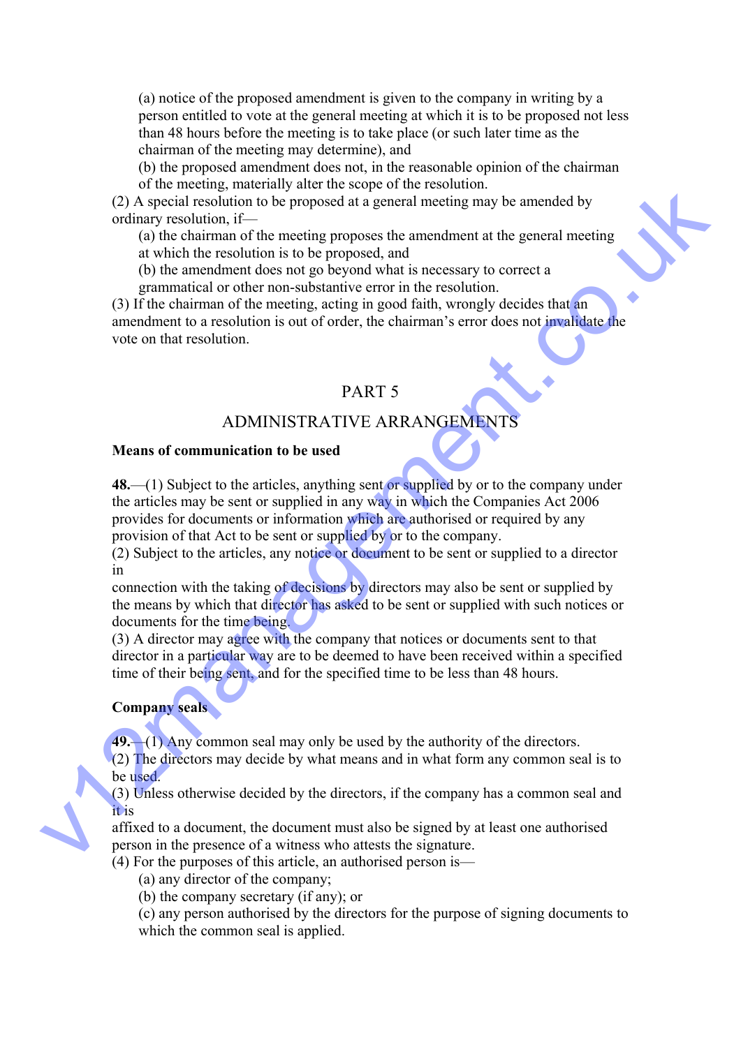(a) notice of the proposed amendment is given to the company in writing by a person entitled to vote at the general meeting at which it is to be proposed not less than 48 hours before the meeting is to take place (or such later time as the chairman of the meeting may determine), and

(b) the proposed amendment does not, in the reasonable opinion of the chairman of the meeting, materially alter the scope of the resolution.

(2) A special resolution to be proposed at a general meeting may be amended by ordinary resolution, if—

(a) the chairman of the meeting proposes the amendment at the general meeting at which the resolution is to be proposed, and

(b) the amendment does not go beyond what is necessary to correct a grammatical or other non-substantive error in the resolution.

(3) If the chairman of the meeting, acting in good faith, wrongly decides that an amendment to a resolution is out of order, the chairman's error does not invalidate the vote on that resolution.

## PART 5

## ADMINISTRATIVE ARRANGEMENTS

**Means of communication to be used**

**48.**—(1) Subject to the articles, anything sent or supplied by or to the company under the articles may be sent or supplied in any way in which the Companies Act 2006 provides for documents or information which are authorised or required by any provision of that Act to be sent or supplied by or to the company.

(2) Subject to the articles, any notice or document to be sent or supplied to a director in connection with the taking of decisions by directors may also be sent or supplied by the means by which that director has asked to be sent or supplied with such notices or documents for the time being.

(3) A director may agree with the company that notices or documents sent to that director in a particular way are to be deemed to have been received within a specified time of their being sent, and for the specified time to be less than 48 hours.

**Company seals**

**49.**—(1) Any common seal may only be used by the authority of the directors.

(2) The directors may decide by what means and in what form any common seal is to be used.

(3) Unless otherwise decided by the directors, if the company has a common seal and it is affixed to a document, the document must also be signed by at least one authorised person in the presence of a witness who attests the signature.

(4) For the purposes of this article, an authorised person is—

(a) any director of the company;

(b) the company secretary (if any); or

(c) any person authorised by the directors for the purpose of signing documents to which the common seal is applied.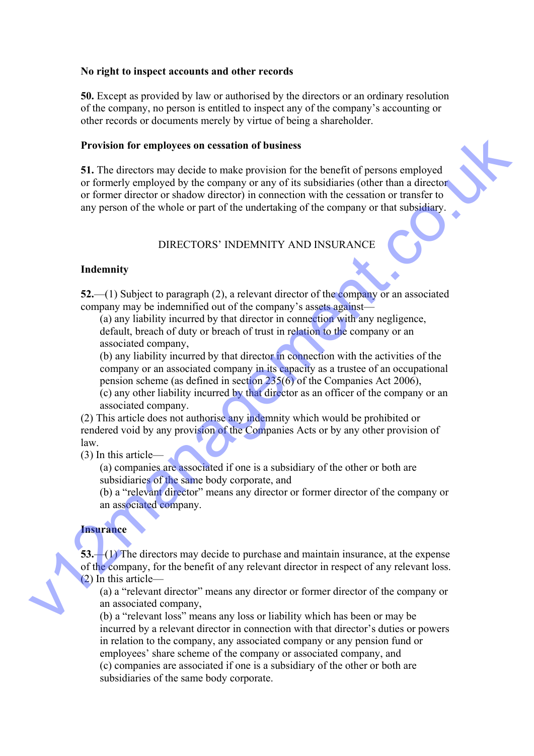**No right to inspect accounts and other records**

**50.** Except as provided by law or authorised by the directors or an ordinary resolution of the company, no person is entitled to inspect any of the company's accounting or other records or documents merely by virtue of being a shareholder.

**Provision for employees on cessation of business**

**51.** The directors may decide to make provision for the benefit of persons employed or formerly employed by the company or any of its subsidiaries (other than a director or former director or shadow director) in connection with the cessation or transfer to any person of the whole or part of the undertaking of the company or that subsidiary.

## DIRECTORS' INDEMNITY AND INSURANCE

**Indemnity**

**52.**—(1) Subject to paragraph (2), a relevant director of the company or an associated company may be indemnified out of the company's assets against—

(a) any liability incurred by that director in connection with any negligence, default, breach of duty or breach of trust in relation to the company or an associated company,

(b) any liability incurred by that director in connection with the activities of the company or an associated company in its capacity as a trustee of an occupational pension scheme (as defined in section 235(6) of the Companies Act 2006),

(c) any other liability incurred by that director as an officer of the company or an associated company.

(2) This article does not authorise any indemnity which would be prohibited or rendered void by any provision of the Companies Acts or by any other provision of law.

(3) In this article—

(a) companies are associated if one is a subsidiary of the other or both are subsidiaries of the same body corporate, and

(b) a "relevant director" means any director or former director of the company or an associated company.

**Insurance**

**53.**—(1) The directors may decide to purchase and maintain insurance, at the expense of the company, for the benefit of any relevant director in respect of any relevant loss.

(2) In this article—

(a) a "relevant director" means any director or former director of the company or an associated company,

(b) a "relevant loss" means any loss or liability which has been or may be incurred by a relevant director in connection with that director's duties or powers in relation to the company, any associated company or any pension fund or employees' share scheme of the company or associated company, and

(c) companies are associated if one is a subsidiary of the other or both are subsidiaries of the same body corporate.